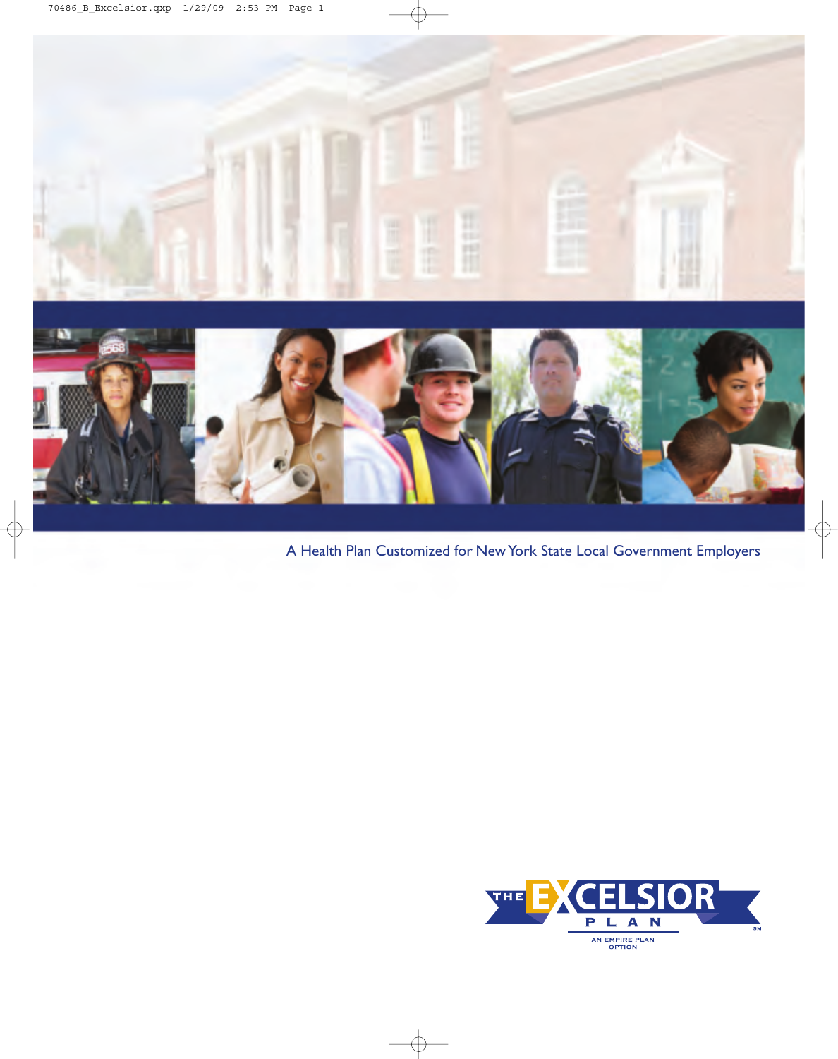A Health Plan Customized for New York State Local Government Employers

THE EXCELSIOR PLAN℠

AN EMPIRE PLAN OPTION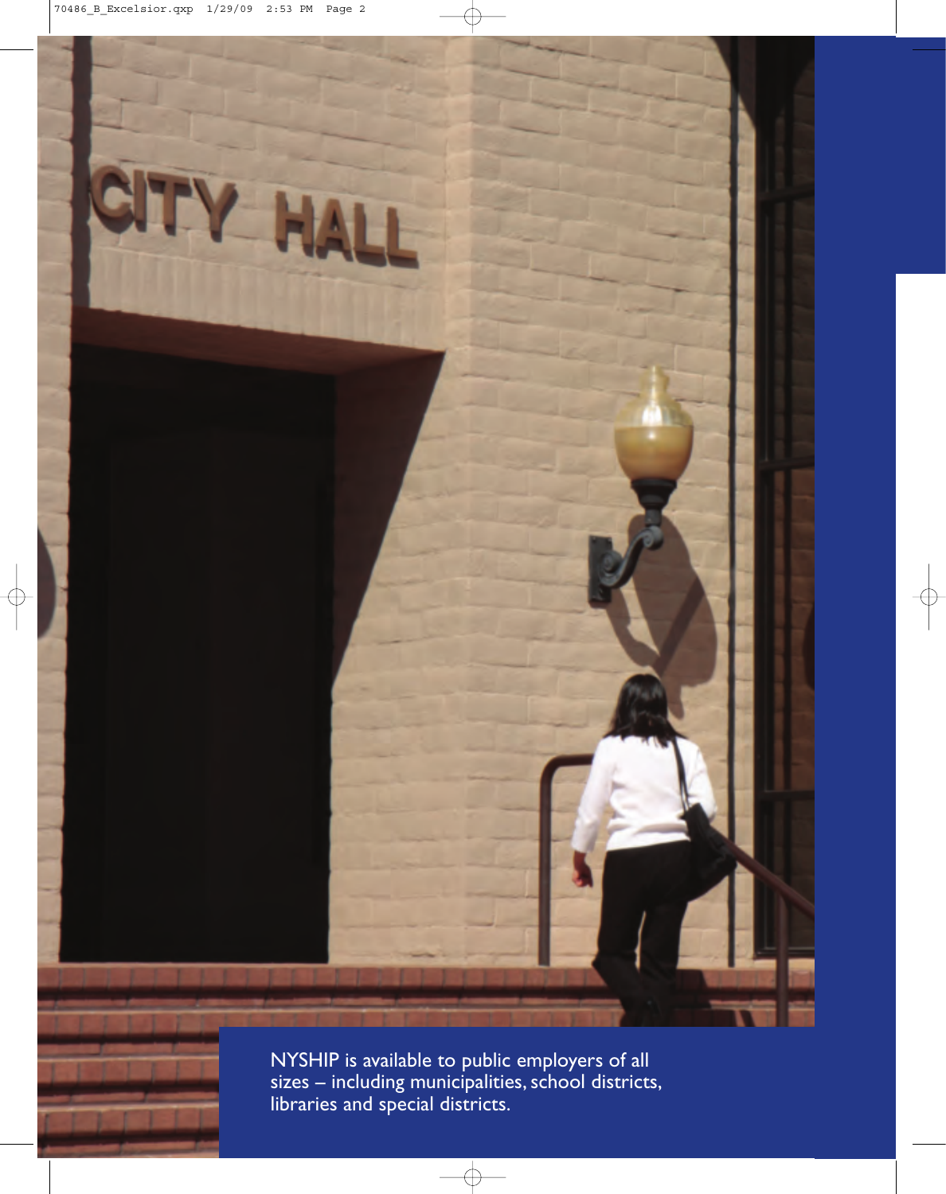NYSHIP is available to public employers of all sizes – including municipalities, school districts, libraries and special districts.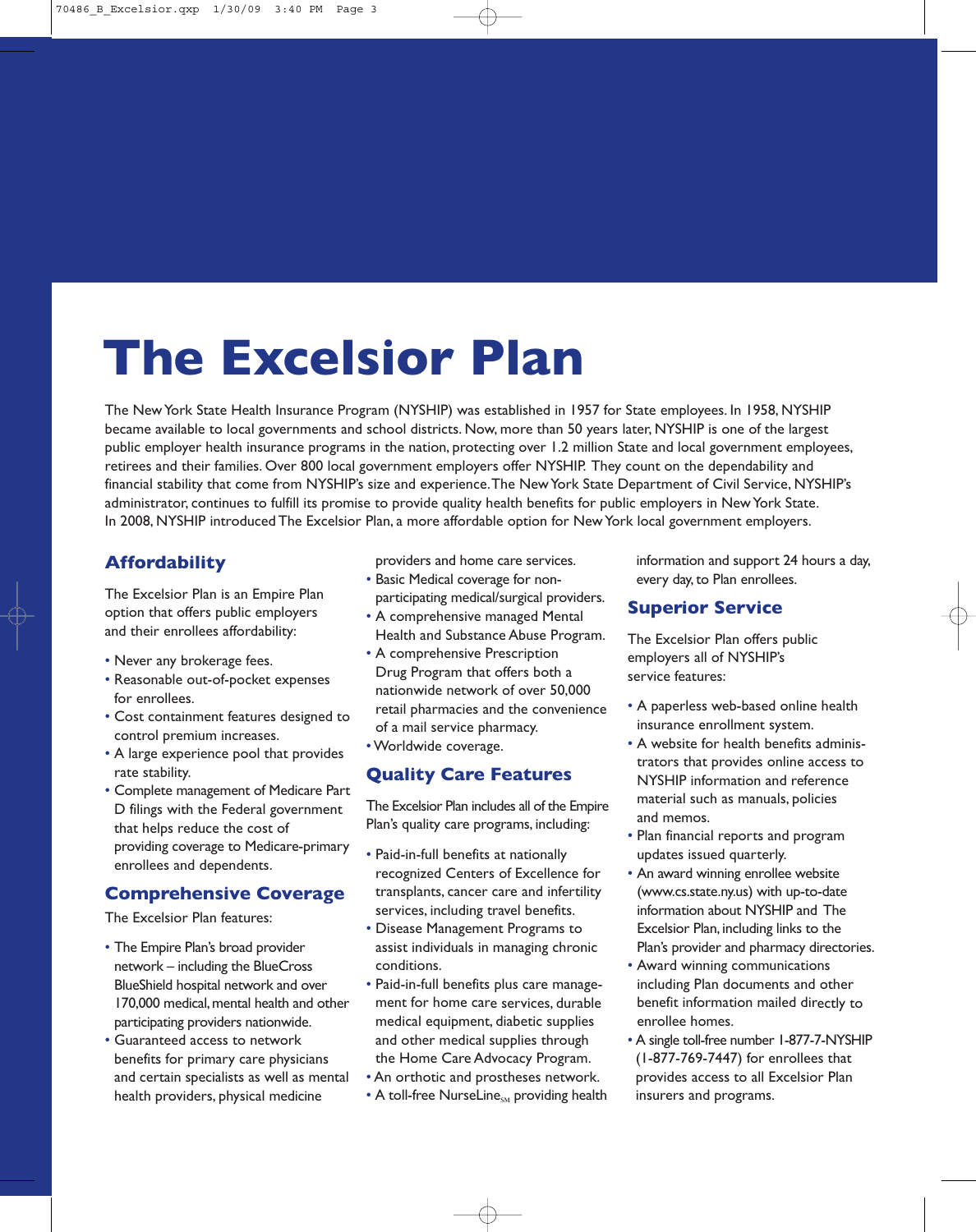# The Excelsior Plan

The New York State Health Insurance Program (NYSHIP) was established in 1957 for State employees. In 1958, NYSHIP became available to local governments and school districts. Now, more than 50 years later, NYSHIP is one of the largest public employer health insurance programs in the nation, protecting over 1.2 million State and local government employees, retirees and their families. Over 800 local government employers offer NYSHIP. They count on the dependability and financial stability that come from NYSHIP's size and experience. The New York State Department of Civil Service, NYSHIP's administrator, continues to fulfill its promise to provide quality health benefits for public employers in New York State. In 2008, NYSHIP introduced The Excelsior Plan, a more affordable option for New York local government employers.

## Affordability

The Excelsior Plan is an Empire Plan option that offers public employers and their enrollees affordability:

- Never any brokerage fees.
- Reasonable out-of-pocket expenses for enrollees.
- Cost containment features designed to control premium increases.
- A large experience pool that provides rate stability.
- Complete management of Medicare Part D filings with the Federal government that helps reduce the cost of providing coverage to Medicare-primary enrollees and dependents.

## Comprehensive Coverage

The Excelsior Plan features:

- The Empire Plan's broad provider network – including the BlueCross BlueShield hospital network and over 170,000 medical, mental health and other participating providers nationwide.
- Guaranteed access to network benefits for primary care physicians and certain specialists as well as mental health providers, physical medicine providers and home care services.
- Basic Medical coverage for non-participating medical/surgical providers.
- A comprehensive managed Mental Health and Substance Abuse Program.
- A comprehensive Prescription Drug Program that offers both a nationwide network of over 50,000 retail pharmacies and the convenience of a mail service pharmacy.
- Worldwide coverage.

## Quality Care Features

The Excelsior Plan includes all of the Empire Plan's quality care programs, including:

- Paid-in-full benefits at nationally recognized Centers of Excellence for transplants, cancer care and infertility services, including travel benefits.
- Disease Management Programs to assist individuals in managing chronic conditions.
- Paid-in-full benefits plus care management for home care services, durable medical equipment, diabetic supplies and other medical supplies through the Home Care Advocacy Program.
- An orthotic and prostheses network.
- A toll-free NurseLine℠ providing health information and support 24 hours a day, every day, to Plan enrollees.

## Superior Service

The Excelsior Plan offers public employers all of NYSHIP's service features:

- A paperless web-based online health insurance enrollment system.
- A website for health benefits administrators that provides online access to NYSHIP information and reference material such as manuals, policies and memos.
- Plan financial reports and program updates issued quarterly.
- An award winning enrollee website (www.cs.state.ny.us) with up-to-date information about NYSHIP and The Excelsior Plan, including links to the Plan's provider and pharmacy directories.
- Award winning communications including Plan documents and other benefit information mailed directly to enrollee homes.
- A single toll-free number 1-877-7-NYSHIP (1-877-769-7447) for enrollees that provides access to all Excelsior Plan insurers and programs.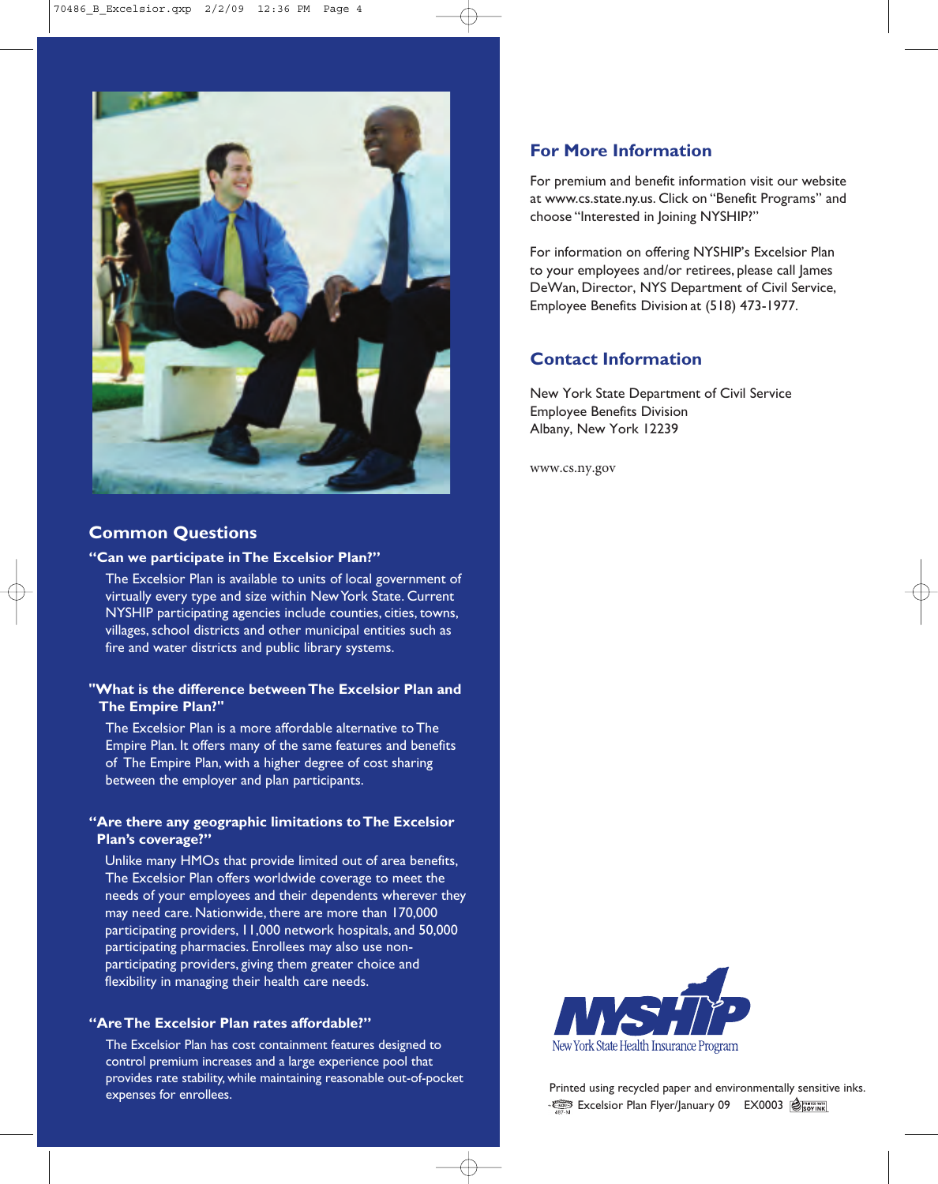## Common Questions

**"Can we participate in The Excelsior Plan?"**

The Excelsior Plan is available to units of local government of virtually every type and size within New York State. Current NYSHIP participating agencies include counties, cities, towns, villages, school districts and other municipal entities such as fire and water districts and public library systems.

**"What is the difference between The Excelsior Plan and The Empire Plan?"**

The Excelsior Plan is a more affordable alternative to The Empire Plan. It offers many of the same features and benefits of The Empire Plan, with a higher degree of cost sharing between the employer and plan participants.

**"Are there any geographic limitations to The Excelsior Plan's coverage?"**

Unlike many HMOs that provide limited out of area benefits, The Excelsior Plan offers worldwide coverage to meet the needs of your employees and their dependents wherever they may need care. Nationwide, there are more than 170,000 participating providers, 11,000 network hospitals, and 50,000 participating pharmacies. Enrollees may also use non-participating providers, giving them greater choice and flexibility in managing their health care needs.

**"Are The Excelsior Plan rates affordable?"**

The Excelsior Plan has cost containment features designed to control premium increases and a large experience pool that provides rate stability, while maintaining reasonable out-of-pocket expenses for enrollees.

## For More Information

For premium and benefit information visit our website at www.cs.state.ny.us. Click on "Benefit Programs" and choose "Interested in Joining NYSHIP?"

For information on offering NYSHIP's Excelsior Plan to your employees and/or retirees, please call James DeWan, Director, NYS Department of Civil Service, Employee Benefits Division at (518) 473-1977.

## Contact Information

New York State Department of Civil Service
Employee Benefits Division
Albany, New York 12239

www.cs.ny.gov

NYSHIP
New York State Health Insurance Program

Printed using recycled paper and environmentally sensitive inks.
Excelsior Plan Flyer/January 09 EX0003